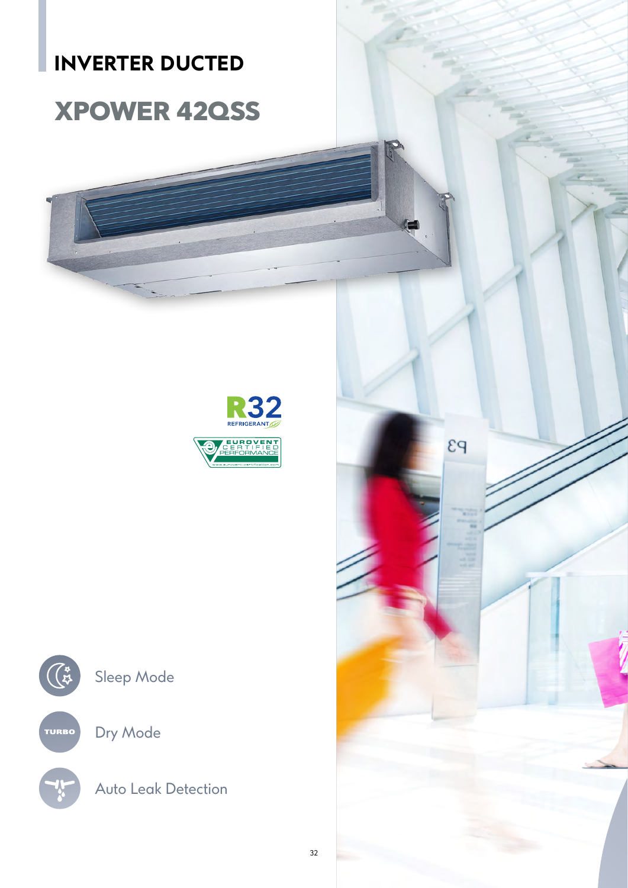# INVERTER DUCTED

## XPOWER 42QSS

R32 REFRIGERANT

EUROVENT CERTIFIED PERFORMANCE

Sleep Mode

Dry Mode

Auto Leak Detection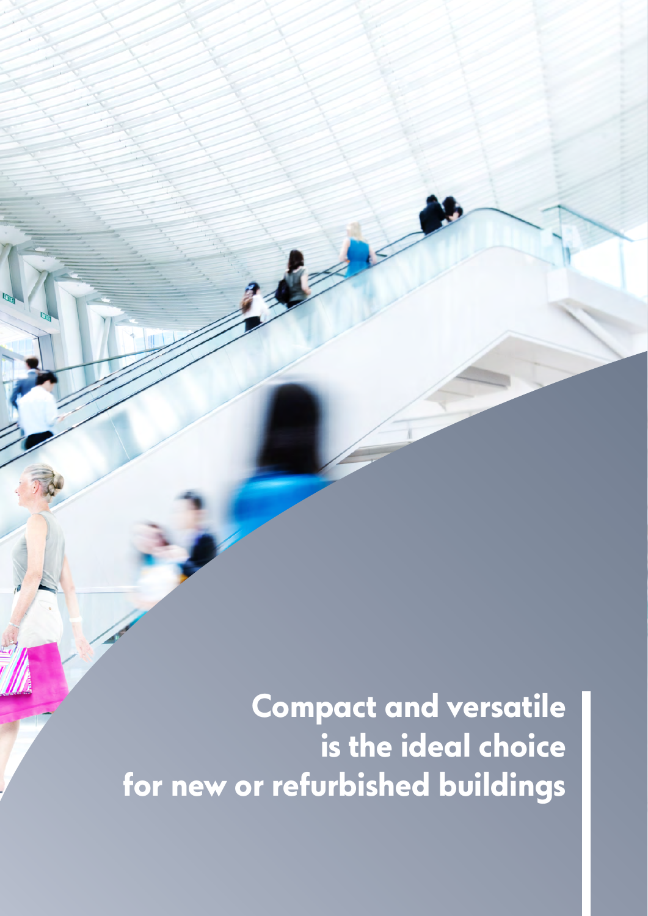**Compact and versatile is the ideal choice for new or refurbished buildings**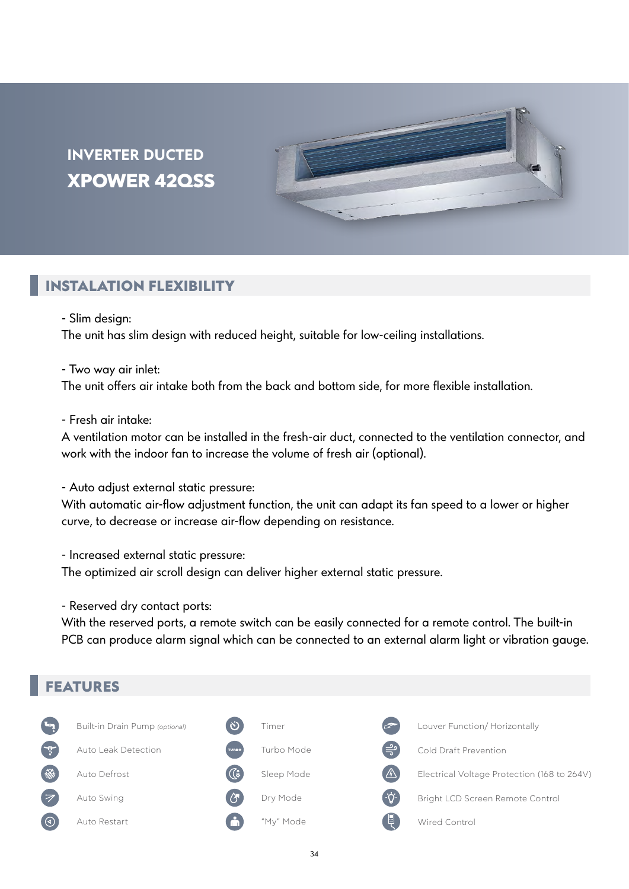# INVERTER DUCTED
# XPOWER 42QSS

## INSTALATION FLEXIBILITY

- Slim design:
The unit has slim design with reduced height, suitable for low-ceiling installations.

- Two way air inlet:
The unit offers air intake both from the back and bottom side, for more flexible installation.

- Fresh air intake:
A ventilation motor can be installed in the fresh-air duct, connected to the ventilation connector, and work with the indoor fan to increase the volume of fresh air (optional).

- Auto adjust external static pressure:
With automatic air-flow adjustment function, the unit can adapt its fan speed to a lower or higher curve, to decrease or increase air-flow depending on resistance.

- Increased external static pressure:
The optimized air scroll design can deliver higher external static pressure.

- Reserved dry contact ports:
With the reserved ports, a remote switch can be easily connected for a remote control. The built-in PCB can produce alarm signal which can be connected to an external alarm light or vibration gauge.

## FEATURES

- Built-in Drain Pump *(optional)*
- Auto Leak Detection
- Auto Defrost
- Auto Swing
- Auto Restart
- Timer
- Turbo Mode
- Sleep Mode
- Dry Mode
- "My" Mode
- Louver Function/ Horizontally
- Cold Draft Prevention
- Electrical Voltage Protection (168 to 264V)
- Bright LCD Screen Remote Control
- Wired Control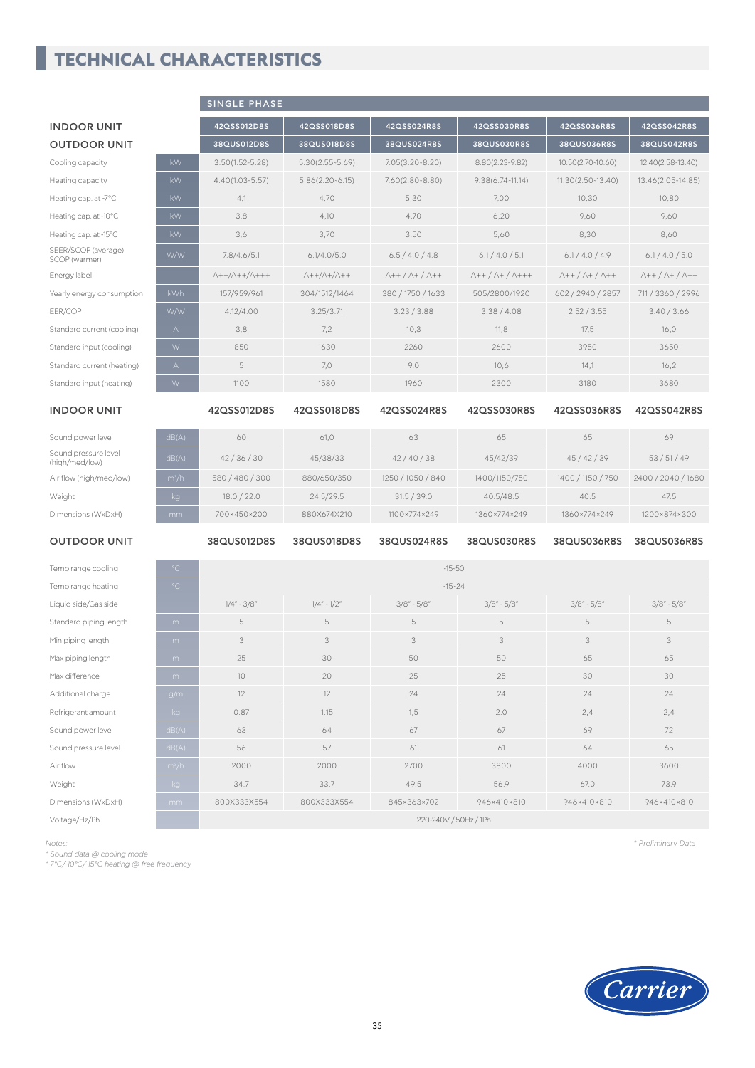# TECHNICAL CHARACTERISTICS

| | | SINGLE PHASE | | | | | |
|---|---|---|---|---|---|---|---|
| **INDOOR UNIT** | | 42QSS012D8S | 42QSS018D8S | 42QSS024R8S | 42QSS030R8S | 42QSS036R8S | 42QSS042R8S |
| **OUTDOOR UNIT** | | 38QUS012D8S | 38QUS018D8S | 38QUS024R8S | 38QUS030R8S | 38QUS036R8S | 38QUS042R8S |
| Cooling capacity | kW | 3.50(1.52-5.28) | 5.30(2.55-5.69) | 7.05(3.20-8.20) | 8.80(2.23-9.82) | 10.50(2.70-10.60) | 12.40(2.58-13.40) |
| Heating capacity | kW | 4.40(1.03-5.57) | 5.86(2.20-6.15) | 7.60(2.80-8.80) | 9.38(6.74-11.14) | 11.30(2.50-13.40) | 13.46(2.05-14.85) |
| Heating cap. at -7°C | kW | 4,1 | 4,70 | 5,30 | 7,00 | 10,30 | 10,80 |
| Heating cap. at -10°C | kW | 3,8 | 4,10 | 4,70 | 6,20 | 9,60 | 9,60 |
| Heating cap. at -15°C | kW | 3,6 | 3,70 | 3,50 | 5,60 | 8,30 | 8,60 |
| SEER/SCOP (average) SCOP (warmer) | W/W | 7.8/4.6/5.1 | 6.1/4.0/5.0 | 6.5 / 4.0 / 4.8 | 6.1 / 4.0 / 5.1 | 6.1 / 4.0 / 4.9 | 6.1 / 4.0 / 5.0 |
| Energy label | | A++/A++/A+++ | A++/A+/A++ | A++ / A+ / A++ | A++ / A+ / A+++ | A++ / A+ / A++ | A++ / A+ / A++ |
| Yearly energy consumption | kWh | 157/959/961 | 304/1512/1464 | 380 / 1750 / 1633 | 505/2800/1920 | 602 / 2940 / 2857 | 711 / 3360 / 2996 |
| EER/COP | W/W | 4.12/4.00 | 3.25/3.71 | 3.23 / 3.88 | 3.38 / 4.08 | 2.52 / 3.55 | 3.40 / 3.66 |
| Standard current (cooling) | A | 3,8 | 7,2 | 10,3 | 11,8 | 17,5 | 16,0 |
| Standard input (cooling) | W | 850 | 1630 | 2260 | 2600 | 3950 | 3650 |
| Standard current (heating) | A | 5 | 7,0 | 9,0 | 10,6 | 14,1 | 16,2 |
| Standard input (heating) | W | 1100 | 1580 | 1960 | 2300 | 3180 | 3680 |
| **INDOOR UNIT** | | **42QSS012D8S** | **42QSS018D8S** | **42QSS024R8S** | **42QSS030R8S** | **42QSS036R8S** | **42QSS042R8S** |
| Sound power level | dB(A) | 60 | 61,0 | 63 | 65 | 65 | 69 |
| Sound pressure level (high/med/low) | dB(A) | 42 / 36 / 30 | 45/38/33 | 42 / 40 / 38 | 45/42/39 | 45 / 42 / 39 | 53 / 51 / 49 |
| Air flow (high/med/low) | m³/h | 580 / 480 / 300 | 880/650/350 | 1250 / 1050 / 840 | 1400/1150/750 | 1400 / 1150 / 750 | 2400 / 2040 / 1680 |
| Weight | kg | 18.0 / 22.0 | 24.5/29.5 | 31.5 / 39.0 | 40.5/48.5 | 40.5 | 47.5 |
| Dimensions (WxDxH) | mm | 700×450×200 | 880X674X210 | 1100×774×249 | 1360×774×249 | 1360×774×249 | 1200×874×300 |
| **OUTDOOR UNIT** | | **38QUS012D8S** | **38QUS018D8S** | **38QUS024R8S** | **38QUS030R8S** | **38QUS036R8S** | **38QUS036R8S** |
| Temp range cooling | °C | -15-50 | | | | | |
| Temp range heating | °C | -15-24 | | | | | |
| Liquid side/Gas side | | 1/4" - 3/8" | 1/4" - 1/2" | 3/8" - 5/8" | 3/8" - 5/8" | 3/8" - 5/8" | 3/8" - 5/8" |
| Standard piping length | m | 5 | 5 | 5 | 5 | 5 | 5 |
| Min piping length | m | 3 | 3 | 3 | 3 | 3 | 3 |
| Max piping length | m | 25 | 30 | 50 | 50 | 65 | 65 |
| Max difference | m | 10 | 20 | 25 | 25 | 30 | 30 |
| Additional charge | g/m | 12 | 12 | 24 | 24 | 24 | 24 |
| Refrigerant amount | kg | 0.87 | 1.15 | 1,5 | 2.0 | 2,4 | 2,4 |
| Sound power level | dB(A) | 63 | 64 | 67 | 67 | 69 | 72 |
| Sound pressure level | dB(A) | 56 | 57 | 61 | 61 | 64 | 65 |
| Air flow | m³/h | 2000 | 2000 | 2700 | 3800 | 4000 | 3600 |
| Weight | kg | 34.7 | 33.7 | 49.5 | 56.9 | 67.0 | 73.9 |
| Dimensions (WxDxH) | mm | 800X333X554 | 800X333X554 | 845×363×702 | 946×410×810 | 946×410×810 | 946×410×810 |
| Voltage/Hz/Ph | | 220-240V / 50Hz / 1Ph | | | | | |

*Notes:*
*\* Sound data @ cooling mode*
*\*-7°C/-10°C/-15°C heating @ free frequency*

*\* Preliminary Data*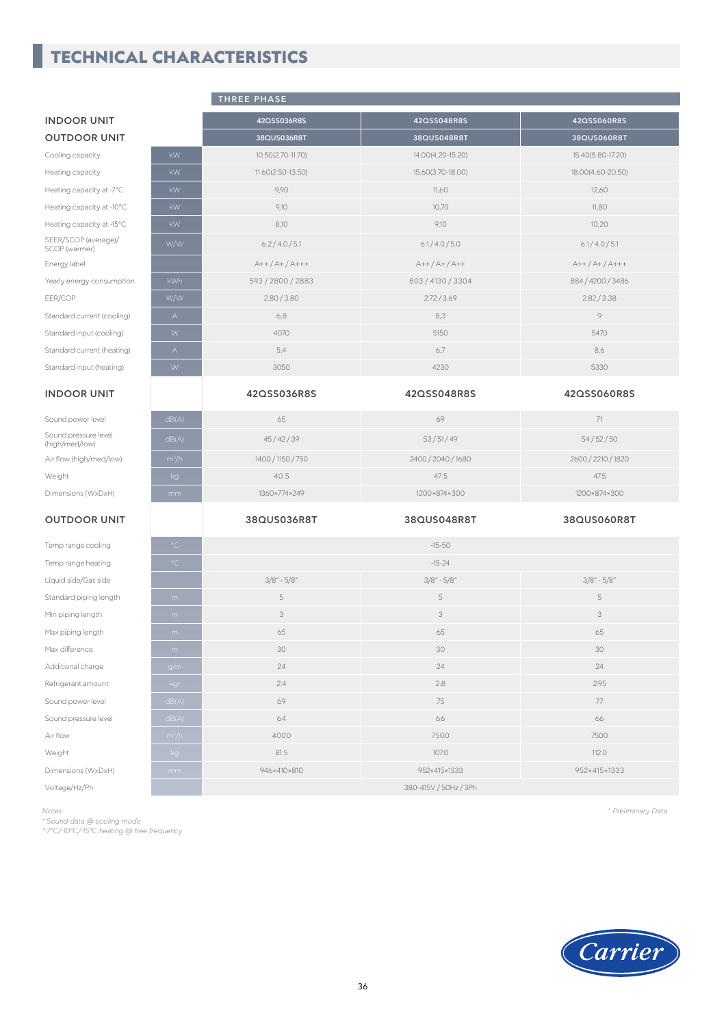# TECHNICAL CHARACTERISTICS

| | | THREE PHASE | | |
|---|---|---|---|---|
| INDOOR UNIT | | 42QSS036R8S | 42QSS048R8S | 42QSS060R8S |
| OUTDOOR UNIT | | 38QUS036R8T | 38QUS048R8T | 38QUS060R8T |
| Cooling capacity | kW | 10.50(2.70-11.70) | 14.00(4.20-15.20) | 15.40(5.80-17.20) |
| Heating capacity | kW | 11.60(2.50-13.50) | 15.60(3.70-18.00) | 18.00(4.60-20.50) |
| Heating capacity at -7°C | kW | 9,90 | 11,60 | 12,60 |
| Heating capacity at -10°C | kW | 9,10 | 10,70 | 11,80 |
| Heating capacity at -15°C | kW | 8,10 | 9,10 | 10,20 |
| SEER/SCOP (average)/ SCOP (warmer) | W/W | 6.2 / 4.0 / 5.1 | 6.1 / 4.0 / 5.0 | 6.1 / 4.0 / 5.1 |
| Energy label | | A++ / A+ / A+++ | A++ / A+ / A++ | A++ / A+ / A+++ |
| Yearly energy consumption | kWh | 593 / 2800 / 2883 | 803 / 4130 / 3304 | 884 / 4200 / 3486 |
| EER/COP | W/W | 2.80 / 3.80 | 2.72 / 3.69 | 2.82 / 3.38 |
| Standard current (cooling) | A | 6,8 | 8,3 | 9 |
| Standard input (cooling) | W | 4070 | 5150 | 5470 |
| Standard current (heating) | A | 5,4 | 6,7 | 8,6 |
| Standard input (heating) | W | 3050 | 4230 | 5330 |
| **INDOOR UNIT** | | **42QSS036R8S** | **42QSS048R8S** | **42QSS060R8S** |
| Sound power level | dB(A) | 65 | 69 | 71 |
| Sound pressure level (high/med/low) | dB(A) | 45 / 42 / 39 | 53 / 51 / 49 | 54 / 52 / 50 |
| Air flow (high/med/low) | m³/h | 1400 / 1150 / 750 | 2400 / 2040 / 1680 | 2600 / 2210 / 1820 |
| Weight | kg | 40.5 | 47.5 | 47.5 |
| Dimensions (WxDxH) | mm | 1360×774×249 | 1200×874×300 | 1200×874×300 |
| **OUTDOOR UNIT** | | **38QUS036R8T** | **38QUS048R8T** | **38QUS060R8T** |
| Temp range cooling | °C | | -15-50 | |
| Temp range heating | °C | | -15-24 | |
| Liquid side/Gas side | | 3/8" - 5/8" | 3/8" - 5/8" | 3/8" - 5/8" |
| Standard piping length | m | 5 | 5 | 5 |
| Min piping length | m | 3 | 3 | 3 |
| Max piping length | m | 65 | 65 | 65 |
| Max difference | m | 30 | 30 | 30 |
| Additional charge | g/m | 24 | 24 | 24 |
| Refrigerant amount | kgr | 2.4 | 2.8 | 2.95 |
| Sound power level | dB(A) | 69 | 75 | 77 |
| Sound pressure level | dB(A) | 64 | 66 | 66 |
| Air flow | m³/h | 4000 | 7500 | 7500 |
| Weight | kg | 81.5 | 107.0 | 112.0 |
| Dimensions (WxDxH) | mm | 946×410×810 | 952×415×1333 | 952×415×1333 |
| Voltage/Hz/Ph | | | 380-415V / 50Hz / 3Ph | |

*Notes:*
*\* Sound data @ cooling mode*
*\*-7°C/-10°C/-15°C heating @ free frequency*

*\* Preliminary Data*